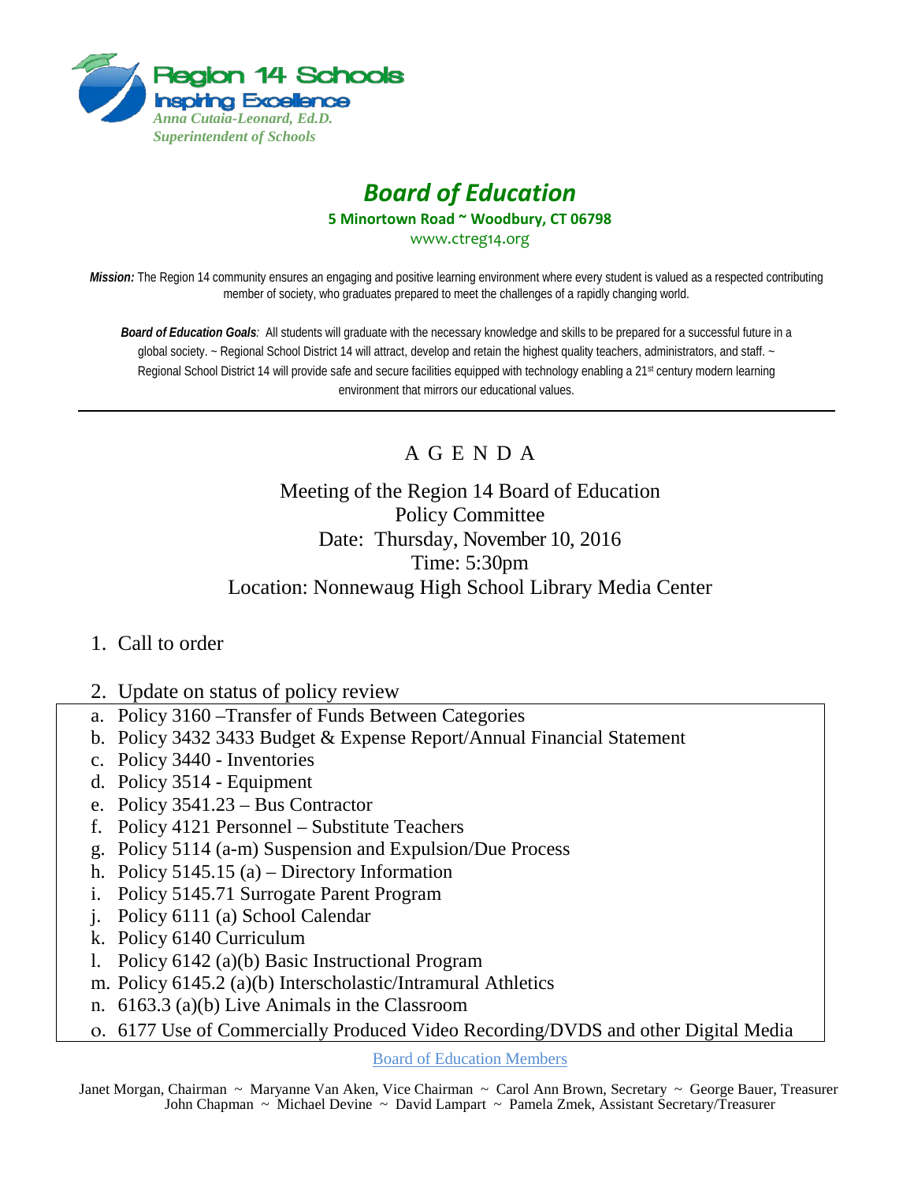Region 14 Schools
Inspiring Excellence
*Anna Cutaia-Leonard, Ed.D.*
*Superintendent of Schools*

# *Board of Education*

**5 Minortown Road ~ Woodbury, CT 06798**
www.ctreg14.org

***Mission:*** The Region 14 community ensures an engaging and positive learning environment where every student is valued as a respected contributing member of society, who graduates prepared to meet the challenges of a rapidly changing world.

***Board of Education Goals**:* All students will graduate with the necessary knowledge and skills to be prepared for a successful future in a global society. ~ Regional School District 14 will attract, develop and retain the highest quality teachers, administrators, and staff. ~ Regional School District 14 will provide safe and secure facilities equipped with technology enabling a 21st century modern learning environment that mirrors our educational values.

---

## A G E N D A

Meeting of the Region 14 Board of Education
Policy Committee
Date: Thursday, November 10, 2016
Time: 5:30pm
Location: Nonnewaug High School Library Media Center

1. Call to order
2. Update on status of policy review
   a. Policy 3160 –Transfer of Funds Between Categories
   b. Policy 3432 3433 Budget & Expense Report/Annual Financial Statement
   c. Policy 3440 - Inventories
   d. Policy 3514 - Equipment
   e. Policy 3541.23 – Bus Contractor
   f. Policy 4121 Personnel – Substitute Teachers
   g. Policy 5114 (a-m) Suspension and Expulsion/Due Process
   h. Policy 5145.15 (a) – Directory Information
   i. Policy 5145.71 Surrogate Parent Program
   j. Policy 6111 (a) School Calendar
   k. Policy 6140 Curriculum
   l. Policy 6142 (a)(b) Basic Instructional Program
   m. Policy 6145.2 (a)(b) Interscholastic/Intramural Athletics
   n. 6163.3 (a)(b) Live Animals in the Classroom
   o. 6177 Use of Commercially Produced Video Recording/DVDS and other Digital Media

Board of Education Members

Janet Morgan, Chairman ~ Maryanne Van Aken, Vice Chairman ~ Carol Ann Brown, Secretary ~ George Bauer, Treasurer
John Chapman ~ Michael Devine ~ David Lampart ~ Pamela Zmek, Assistant Secretary/Treasurer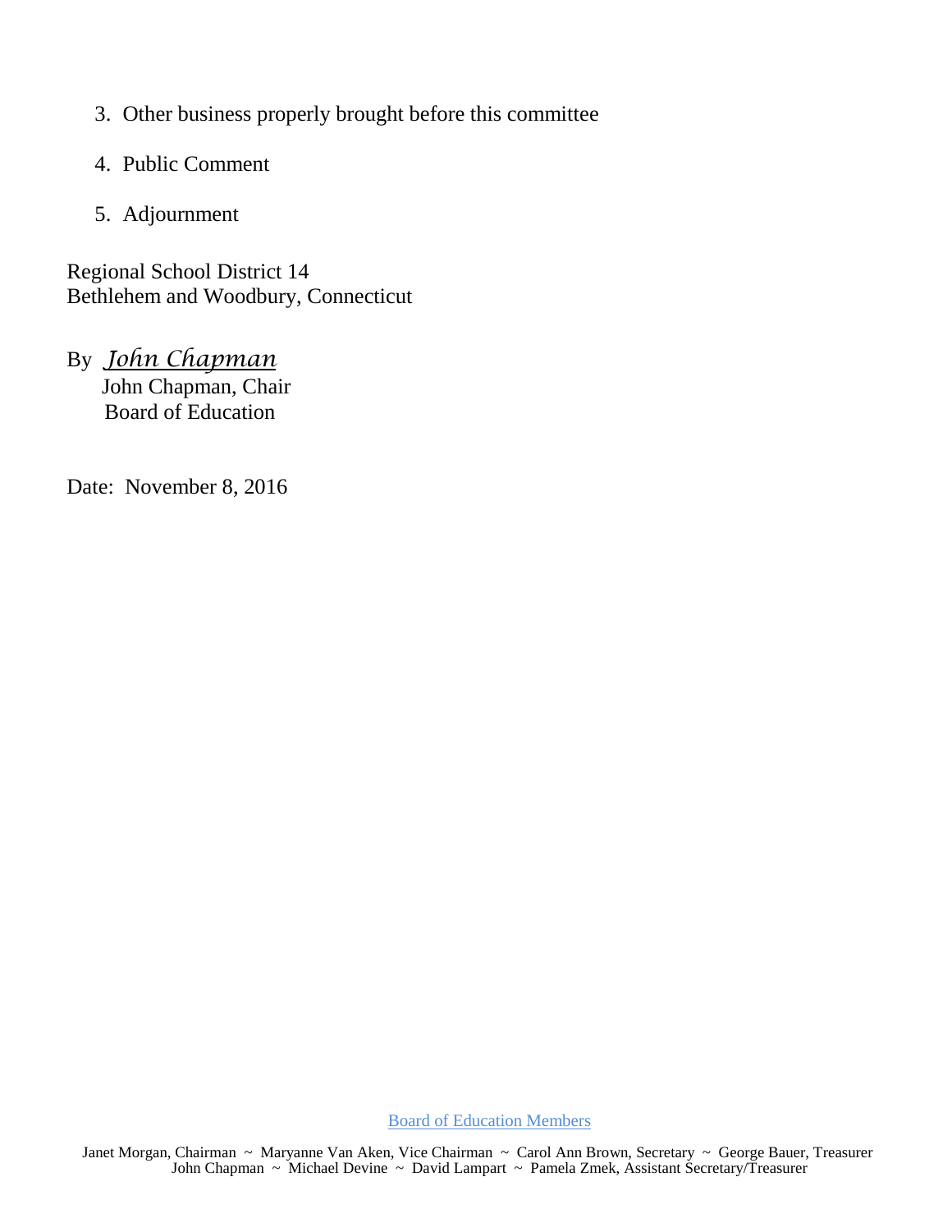3. Other business properly brought before this committee

4. Public Comment

5. Adjournment

Regional School District 14
Bethlehem and Woodbury, Connecticut

By *John Chapman*
John Chapman, Chair
Board of Education

Date: November 8, 2016

Board of Education Members

Janet Morgan, Chairman ~ Maryanne Van Aken, Vice Chairman ~ Carol Ann Brown, Secretary ~ George Bauer, Treasurer
John Chapman ~ Michael Devine ~ David Lampart ~ Pamela Zmek, Assistant Secretary/Treasurer